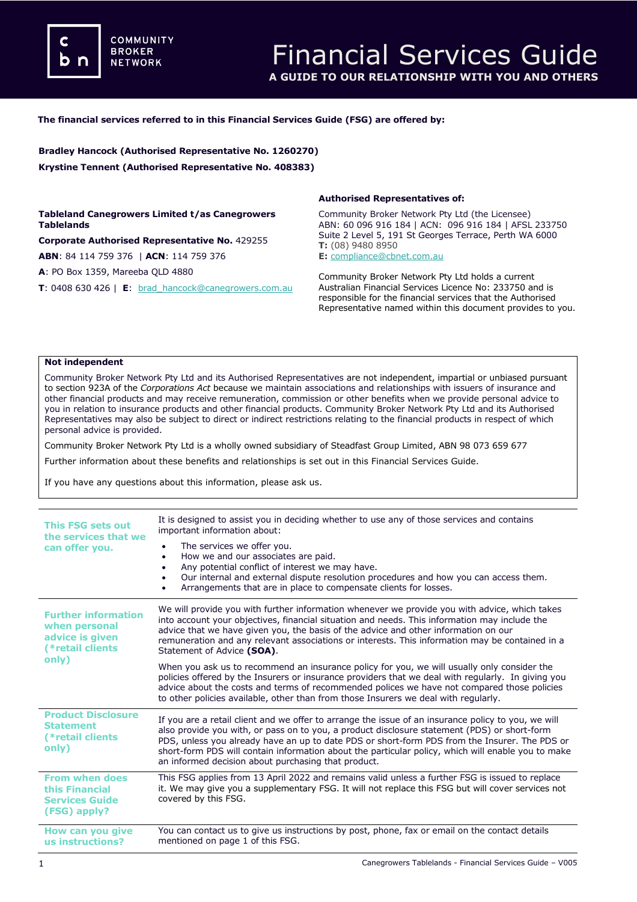# Financial Services Guide

**A GUIDE TO OUR RELATIONSHIP WITH YOU AND OTHERS**

**The financial services referred to in this Financial Services Guide (FSG) are offered by:**

**Bradley Hancock (Authorised Representative No. 1260270)**

**Krystine Tennent (Authorised Representative No. 408383)**

**Tableland Canegrowers Limited t/as Canegrowers Tablelands**

**Corporate Authorised Representative No.** 429255

**ABN**: 84 114 759 376 | **ACN**: 114 759 376

**A**: PO Box 1359, Mareeba QLD 4880

**T**: 0408 630 426 | **E**: brad_hancock@canegrowers.com.au

**Authorised Representatives of:**

Community Broker Network Pty Ltd (the Licensee)
ABN: 60 096 916 184 | ACN: 096 916 184 | AFSL 233750
Suite 2 Level 5, 191 St Georges Terrace, Perth WA 6000
**T:** (08) 9480 8950
**E:** compliance@cbnet.com.au

Community Broker Network Pty Ltd holds a current Australian Financial Services Licence No: 233750 and is responsible for the financial services that the Authorised Representative named within this document provides to you.

**Not independent**

Community Broker Network Pty Ltd and its Authorised Representatives are not independent, impartial or unbiased pursuant to section 923A of the *Corporations Act* because we maintain associations and relationships with issuers of insurance and other financial products and may receive remuneration, commission or other benefits when we provide personal advice to you in relation to insurance products and other financial products. Community Broker Network Pty Ltd and its Authorised Representatives may also be subject to direct or indirect restrictions relating to the financial products in respect of which personal advice is provided.

Community Broker Network Pty Ltd is a wholly owned subsidiary of Steadfast Group Limited, ABN 98 073 659 677

Further information about these benefits and relationships is set out in this Financial Services Guide.

If you have any questions about this information, please ask us.

### This FSG sets out the services that we can offer you.

It is designed to assist you in deciding whether to use any of those services and contains important information about:

- The services we offer you.
- How we and our associates are paid.
- Any potential conflict of interest we may have.
- Our internal and external dispute resolution procedures and how you can access them.
- Arrangements that are in place to compensate clients for losses.

### Further information when personal advice is given (*retail clients only)

We will provide you with further information whenever we provide you with advice, which takes into account your objectives, financial situation and needs. This information may include the advice that we have given you, the basis of the advice and other information on our remuneration and any relevant associations or interests. This information may be contained in a Statement of Advice **(SOA)**.

When you ask us to recommend an insurance policy for you, we will usually only consider the policies offered by the Insurers or insurance providers that we deal with regularly. In giving you advice about the costs and terms of recommended polices we have not compared those policies to other policies available, other than from those Insurers we deal with regularly.

### Product Disclosure Statement (*retail clients only)

If you are a retail client and we offer to arrange the issue of an insurance policy to you, we will also provide you with, or pass on to you, a product disclosure statement (PDS) or short-form PDS, unless you already have an up to date PDS or short-form PDS from the Insurer. The PDS or short-form PDS will contain information about the particular policy, which will enable you to make an informed decision about purchasing that product.

### From when does this Financial Services Guide (FSG) apply?

This FSG applies from 13 April 2022 and remains valid unless a further FSG is issued to replace it. We may give you a supplementary FSG. It will not replace this FSG but will cover services not covered by this FSG.

### How can you give us instructions?

You can contact us to give us instructions by post, phone, fax or email on the contact details mentioned on page 1 of this FSG.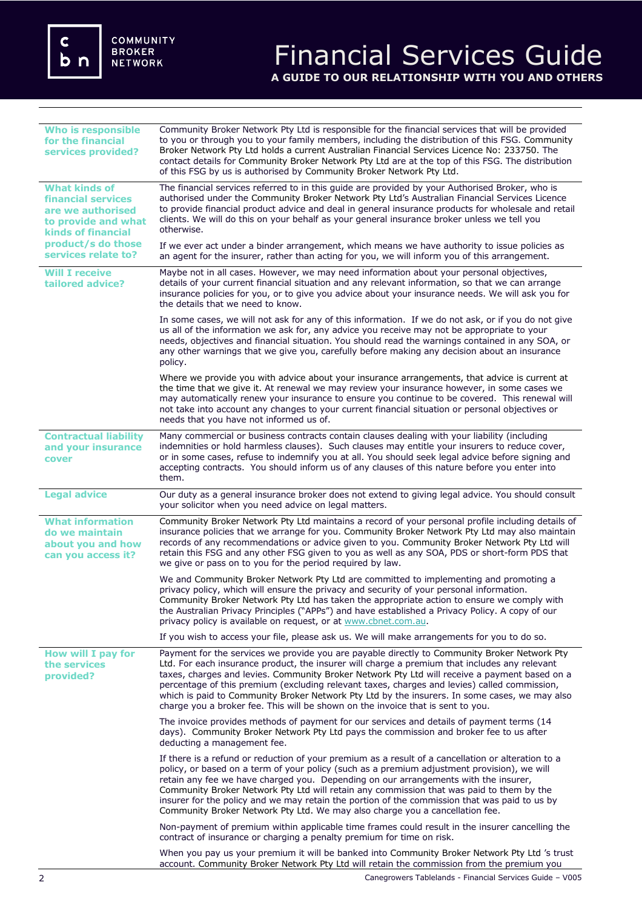# Financial Services Guide

**A GUIDE TO OUR RELATIONSHIP WITH YOU AND OTHERS**

### Who is responsible for the financial services provided?

Community Broker Network Pty Ltd is responsible for the financial services that will be provided to you or through you to your family members, including the distribution of this FSG. Community Broker Network Pty Ltd holds a current Australian Financial Services Licence No: 233750. The contact details for Community Broker Network Pty Ltd are at the top of this FSG. The distribution of this FSG by us is authorised by Community Broker Network Pty Ltd.

### What kinds of financial services are we authorised to provide and what kinds of financial product/s do those services relate to?

The financial services referred to in this guide are provided by your Authorised Broker, who is authorised under the Community Broker Network Pty Ltd's Australian Financial Services Licence to provide financial product advice and deal in general insurance products for wholesale and retail clients. We will do this on your behalf as your general insurance broker unless we tell you otherwise.

If we ever act under a binder arrangement, which means we have authority to issue policies as an agent for the insurer, rather than acting for you, we will inform you of this arrangement.

### Will I receive tailored advice?

Maybe not in all cases. However, we may need information about your personal objectives, details of your current financial situation and any relevant information, so that we can arrange insurance policies for you, or to give you advice about your insurance needs. We will ask you for the details that we need to know.

In some cases, we will not ask for any of this information. If we do not ask, or if you do not give us all of the information we ask for, any advice you receive may not be appropriate to your needs, objectives and financial situation. You should read the warnings contained in any SOA, or any other warnings that we give you, carefully before making any decision about an insurance policy.

Where we provide you with advice about your insurance arrangements, that advice is current at the time that we give it. At renewal we may review your insurance however, in some cases we may automatically renew your insurance to ensure you continue to be covered. This renewal will not take into account any changes to your current financial situation or personal objectives or needs that you have not informed us of.

### Contractual liability and your insurance cover

Many commercial or business contracts contain clauses dealing with your liability (including indemnities or hold harmless clauses). Such clauses may entitle your insurers to reduce cover, or in some cases, refuse to indemnify you at all. You should seek legal advice before signing and accepting contracts. You should inform us of any clauses of this nature before you enter into them.

### Legal advice

Our duty as a general insurance broker does not extend to giving legal advice. You should consult your solicitor when you need advice on legal matters.

### What information do we maintain about you and how can you access it?

Community Broker Network Pty Ltd maintains a record of your personal profile including details of insurance policies that we arrange for you. Community Broker Network Pty Ltd may also maintain records of any recommendations or advice given to you. Community Broker Network Pty Ltd will retain this FSG and any other FSG given to you as well as any SOA, PDS or short-form PDS that we give or pass on to you for the period required by law.

We and Community Broker Network Pty Ltd are committed to implementing and promoting a privacy policy, which will ensure the privacy and security of your personal information. Community Broker Network Pty Ltd has taken the appropriate action to ensure we comply with the Australian Privacy Principles ("APPs") and have established a Privacy Policy. A copy of our privacy policy is available on request, or at www.cbnet.com.au.

If you wish to access your file, please ask us. We will make arrangements for you to do so.

### How will I pay for the services provided?

Payment for the services we provide you are payable directly to Community Broker Network Pty Ltd. For each insurance product, the insurer will charge a premium that includes any relevant taxes, charges and levies. Community Broker Network Pty Ltd will receive a payment based on a percentage of this premium (excluding relevant taxes, charges and levies) called commission, which is paid to Community Broker Network Pty Ltd by the insurers. In some cases, we may also charge you a broker fee. This will be shown on the invoice that is sent to you.

The invoice provides methods of payment for our services and details of payment terms (14 days). Community Broker Network Pty Ltd pays the commission and broker fee to us after deducting a management fee.

If there is a refund or reduction of your premium as a result of a cancellation or alteration to a policy, or based on a term of your policy (such as a premium adjustment provision), we will retain any fee we have charged you. Depending on our arrangements with the insurer, Community Broker Network Pty Ltd will retain any commission that was paid to them by the insurer for the policy and we may retain the portion of the commission that was paid to us by Community Broker Network Pty Ltd. We may also charge you a cancellation fee.

Non-payment of premium within applicable time frames could result in the insurer cancelling the contract of insurance or charging a penalty premium for time on risk.

When you pay us your premium it will be banked into Community Broker Network Pty Ltd 's trust account. Community Broker Network Pty Ltd will retain the commission from the premium you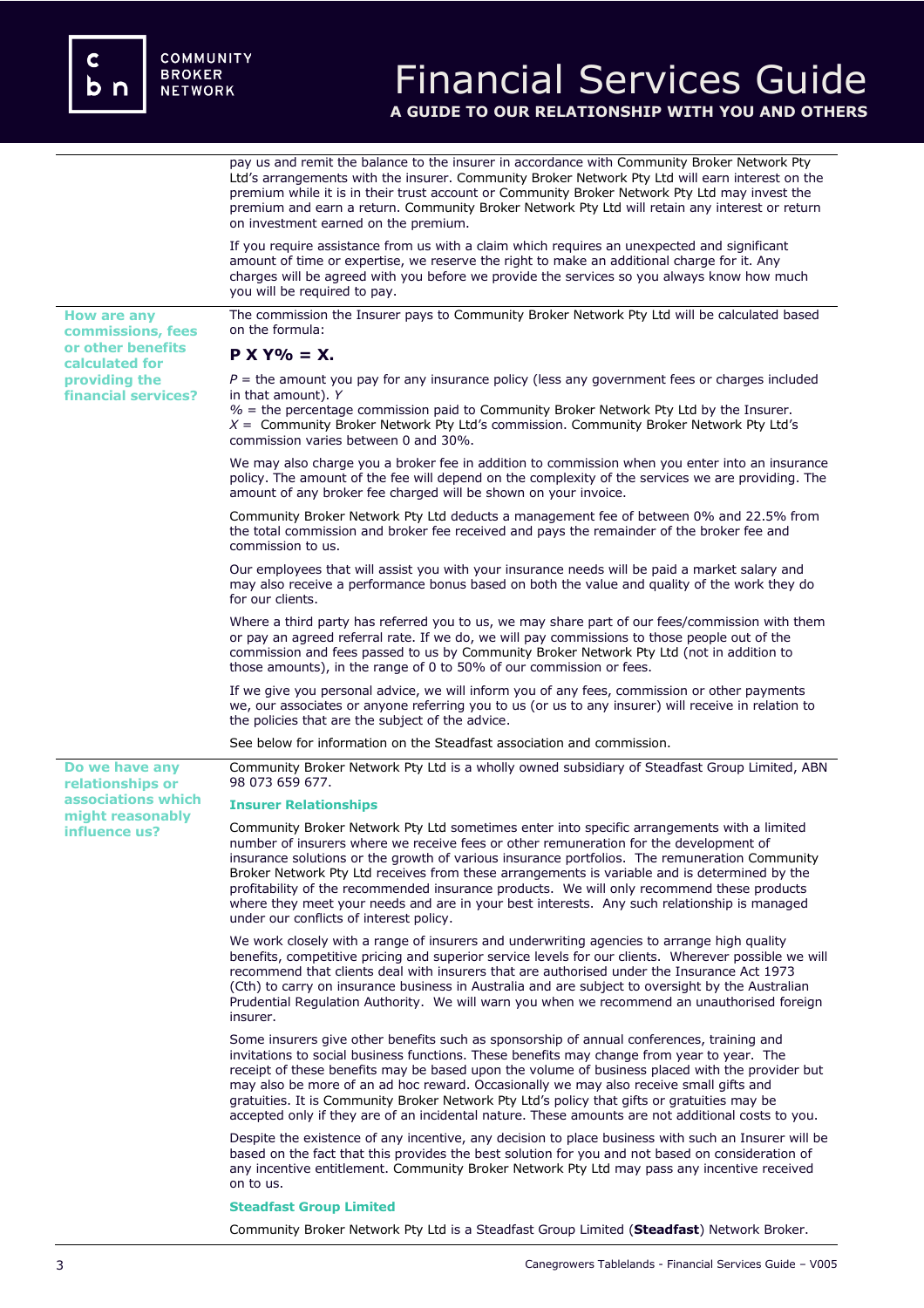pay us and remit the balance to the insurer in accordance with Community Broker Network Pty Ltd's arrangements with the insurer. Community Broker Network Pty Ltd will earn interest on the premium while it is in their trust account or Community Broker Network Pty Ltd may invest the premium and earn a return. Community Broker Network Pty Ltd will retain any interest or return on investment earned on the premium.

If you require assistance from us with a claim which requires an unexpected and significant amount of time or expertise, we reserve the right to make an additional charge for it. Any charges will be agreed with you before we provide the services so you always know how much you will be required to pay.

### How are any commissions, fees or other benefits calculated for providing the financial services?

The commission the Insurer pays to Community Broker Network Pty Ltd will be calculated based on the formula:

**P X Y% = X.**

*P* = the amount you pay for any insurance policy (less any government fees or charges included in that amount). *Y*
% = the percentage commission paid to Community Broker Network Pty Ltd by the Insurer.
*X* = Community Broker Network Pty Ltd's commission. Community Broker Network Pty Ltd's commission varies between 0 and 30%.

We may also charge you a broker fee in addition to commission when you enter into an insurance policy. The amount of the fee will depend on the complexity of the services we are providing. The amount of any broker fee charged will be shown on your invoice.

Community Broker Network Pty Ltd deducts a management fee of between 0% and 22.5% from the total commission and broker fee received and pays the remainder of the broker fee and commission to us.

Our employees that will assist you with your insurance needs will be paid a market salary and may also receive a performance bonus based on both the value and quality of the work they do for our clients.

Where a third party has referred you to us, we may share part of our fees/commission with them or pay an agreed referral rate. If we do, we will pay commissions to those people out of the commission and fees passed to us by Community Broker Network Pty Ltd (not in addition to those amounts), in the range of 0 to 50% of our commission or fees.

If we give you personal advice, we will inform you of any fees, commission or other payments we, our associates or anyone referring you to us (or us to any insurer) will receive in relation to the policies that are the subject of the advice.

See below for information on the Steadfast association and commission.

### Do we have any relationships or associations which might reasonably influence us?

Community Broker Network Pty Ltd is a wholly owned subsidiary of Steadfast Group Limited, ABN 98 073 659 677.

#### Insurer Relationships

Community Broker Network Pty Ltd sometimes enter into specific arrangements with a limited number of insurers where we receive fees or other remuneration for the development of insurance solutions or the growth of various insurance portfolios. The remuneration Community Broker Network Pty Ltd receives from these arrangements is variable and is determined by the profitability of the recommended insurance products. We will only recommend these products where they meet your needs and are in your best interests. Any such relationship is managed under our conflicts of interest policy.

We work closely with a range of insurers and underwriting agencies to arrange high quality benefits, competitive pricing and superior service levels for our clients. Wherever possible we will recommend that clients deal with insurers that are authorised under the Insurance Act 1973 (Cth) to carry on insurance business in Australia and are subject to oversight by the Australian Prudential Regulation Authority. We will warn you when we recommend an unauthorised foreign insurer.

Some insurers give other benefits such as sponsorship of annual conferences, training and invitations to social business functions. These benefits may change from year to year. The receipt of these benefits may be based upon the volume of business placed with the provider but may also be more of an ad hoc reward. Occasionally we may also receive small gifts and gratuities. It is Community Broker Network Pty Ltd's policy that gifts or gratuities may be accepted only if they are of an incidental nature. These amounts are not additional costs to you.

Despite the existence of any incentive, any decision to place business with such an Insurer will be based on the fact that this provides the best solution for you and not based on consideration of any incentive entitlement. Community Broker Network Pty Ltd may pass any incentive received on to us.

#### Steadfast Group Limited

Community Broker Network Pty Ltd is a Steadfast Group Limited (**Steadfast**) Network Broker.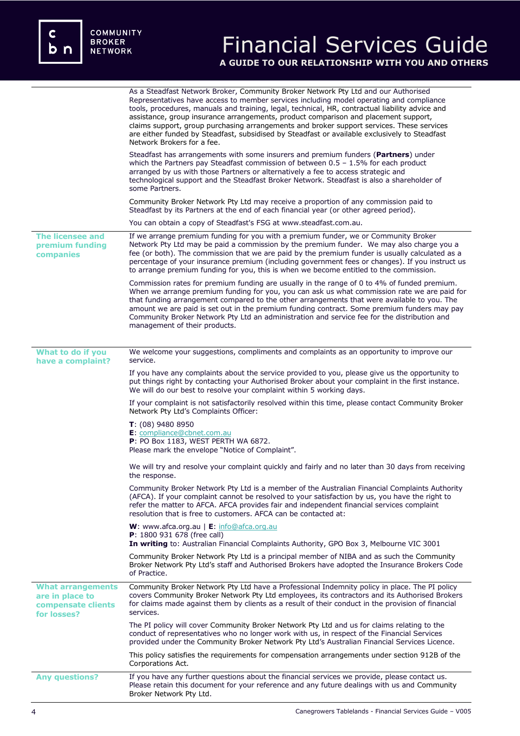As a Steadfast Network Broker, Community Broker Network Pty Ltd and our Authorised Representatives have access to member services including model operating and compliance tools, procedures, manuals and training, legal, technical, HR, contractual liability advice and assistance, group insurance arrangements, product comparison and placement support, claims support, group purchasing arrangements and broker support services. These services are either funded by Steadfast, subsidised by Steadfast or available exclusively to Steadfast Network Brokers for a fee.

Steadfast has arrangements with some insurers and premium funders (**Partners**) under which the Partners pay Steadfast commission of between 0.5 – 1.5% for each product arranged by us with those Partners or alternatively a fee to access strategic and technological support and the Steadfast Broker Network. Steadfast is also a shareholder of some Partners.

Community Broker Network Pty Ltd may receive a proportion of any commission paid to Steadfast by its Partners at the end of each financial year (or other agreed period).

You can obtain a copy of Steadfast's FSG at www.steadfast.com.au.

## The licensee and premium funding companies

If we arrange premium funding for you with a premium funder, we or Community Broker Network Pty Ltd may be paid a commission by the premium funder. We may also charge you a fee (or both). The commission that we are paid by the premium funder is usually calculated as a percentage of your insurance premium (including government fees or changes). If you instruct us to arrange premium funding for you, this is when we become entitled to the commission.

Commission rates for premium funding are usually in the range of 0 to 4% of funded premium. When we arrange premium funding for you, you can ask us what commission rate we are paid for that funding arrangement compared to the other arrangements that were available to you. The amount we are paid is set out in the premium funding contract. Some premium funders may pay Community Broker Network Pty Ltd an administration and service fee for the distribution and management of their products.

## What to do if you have a complaint?

We welcome your suggestions, compliments and complaints as an opportunity to improve our service.

If you have any complaints about the service provided to you, please give us the opportunity to put things right by contacting your Authorised Broker about your complaint in the first instance. We will do our best to resolve your complaint within 5 working days.

If your complaint is not satisfactorily resolved within this time, please contact Community Broker Network Pty Ltd's Complaints Officer:

**T**: (08) 9480 8950
**E**: compliance@cbnet.com.au
**P**: PO Box 1183, WEST PERTH WA 6872.
Please mark the envelope "Notice of Complaint".

We will try and resolve your complaint quickly and fairly and no later than 30 days from receiving the response.

Community Broker Network Pty Ltd is a member of the Australian Financial Complaints Authority (AFCA). If your complaint cannot be resolved to your satisfaction by us, you have the right to refer the matter to AFCA. AFCA provides fair and independent financial services complaint resolution that is free to customers. AFCA can be contacted at:

**W**: www.afca.org.au | **E**: info@afca.org.au
**P**: 1800 931 678 (free call)
**In writing** to: Australian Financial Complaints Authority, GPO Box 3, Melbourne VIC 3001

Community Broker Network Pty Ltd is a principal member of NIBA and as such the Community Broker Network Pty Ltd's staff and Authorised Brokers have adopted the Insurance Brokers Code of Practice.

## What arrangements are in place to compensate clients for losses?

Community Broker Network Pty Ltd have a Professional Indemnity policy in place. The PI policy covers Community Broker Network Pty Ltd employees, its contractors and its Authorised Brokers for claims made against them by clients as a result of their conduct in the provision of financial services.

The PI policy will cover Community Broker Network Pty Ltd and us for claims relating to the conduct of representatives who no longer work with us, in respect of the Financial Services provided under the Community Broker Network Pty Ltd's Australian Financial Services Licence.

This policy satisfies the requirements for compensation arrangements under section 912B of the Corporations Act.

## Any questions?

If you have any further questions about the financial services we provide, please contact us. Please retain this document for your reference and any future dealings with us and Community Broker Network Pty Ltd.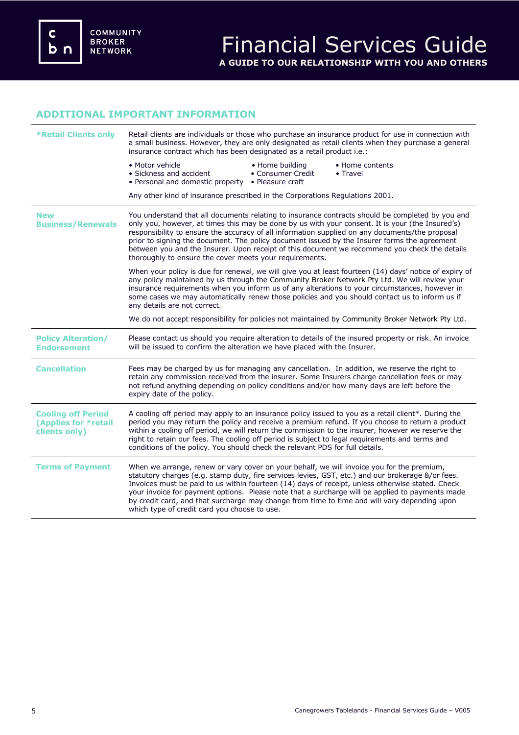## ADDITIONAL IMPORTANT INFORMATION

| | |
|---|---|
| **\*Retail Clients only** | Retail clients are individuals or those who purchase an insurance product for use in connection with a small business. However, they are only designated as retail clients when they purchase a general insurance contract which has been designated as a retail product i.e.:<br>• Motor vehicle • Home building • Home contents<br>• Sickness and accident • Consumer Credit • Travel<br>• Personal and domestic property • Pleasure craft<br>Any other kind of insurance prescribed in the Corporations Regulations 2001. |
| **New Business/Renewals** | You understand that all documents relating to insurance contracts should be completed by you and only you, however, at times this may be done by us with your consent. It is your (the Insured's) responsibility to ensure the accuracy of all information supplied on any documents/the proposal prior to signing the document. The policy document issued by the Insurer forms the agreement between you and the Insurer. Upon receipt of this document we recommend you check the details thoroughly to ensure the cover meets your requirements.<br>When your policy is due for renewal, we will give you at least fourteen (14) days' notice of expiry of any policy maintained by us through the Community Broker Network Pty Ltd. We will review your insurance requirements when you inform us of any alterations to your circumstances, however in some cases we may automatically renew those policies and you should contact us to inform us if any details are not correct.<br>We do not accept responsibility for policies not maintained by Community Broker Network Pty Ltd. |
| **Policy Alteration/ Endorsement** | Please contact us should you require alteration to details of the insured property or risk. An invoice will be issued to confirm the alteration we have placed with the Insurer. |
| **Cancellation** | Fees may be charged by us for managing any cancellation. In addition, we reserve the right to retain any commission received from the insurer. Some Insurers charge cancellation fees or may not refund anything depending on policy conditions and/or how many days are left before the expiry date of the policy. |
| **Cooling off Period (Applies for \*retail clients only)** | A cooling off period may apply to an insurance policy issued to you as a retail client\*. During the period you may return the policy and receive a premium refund. If you choose to return a product within a cooling off period, we will return the commission to the insurer, however we reserve the right to retain our fees. The cooling off period is subject to legal requirements and terms and conditions of the policy. You should check the relevant PDS for full details. |
| **Terms of Payment** | When we arrange, renew or vary cover on your behalf, we will invoice you for the premium, statutory charges (e.g. stamp duty, fire services levies, GST, etc.) and our brokerage &/or fees. Invoices must be paid to us within fourteen (14) days of receipt, unless otherwise stated. Check your invoice for payment options. Please note that a surcharge will be applied to payments made by credit card, and that surcharge may change from time to time and will vary depending upon which type of credit card you choose to use. |